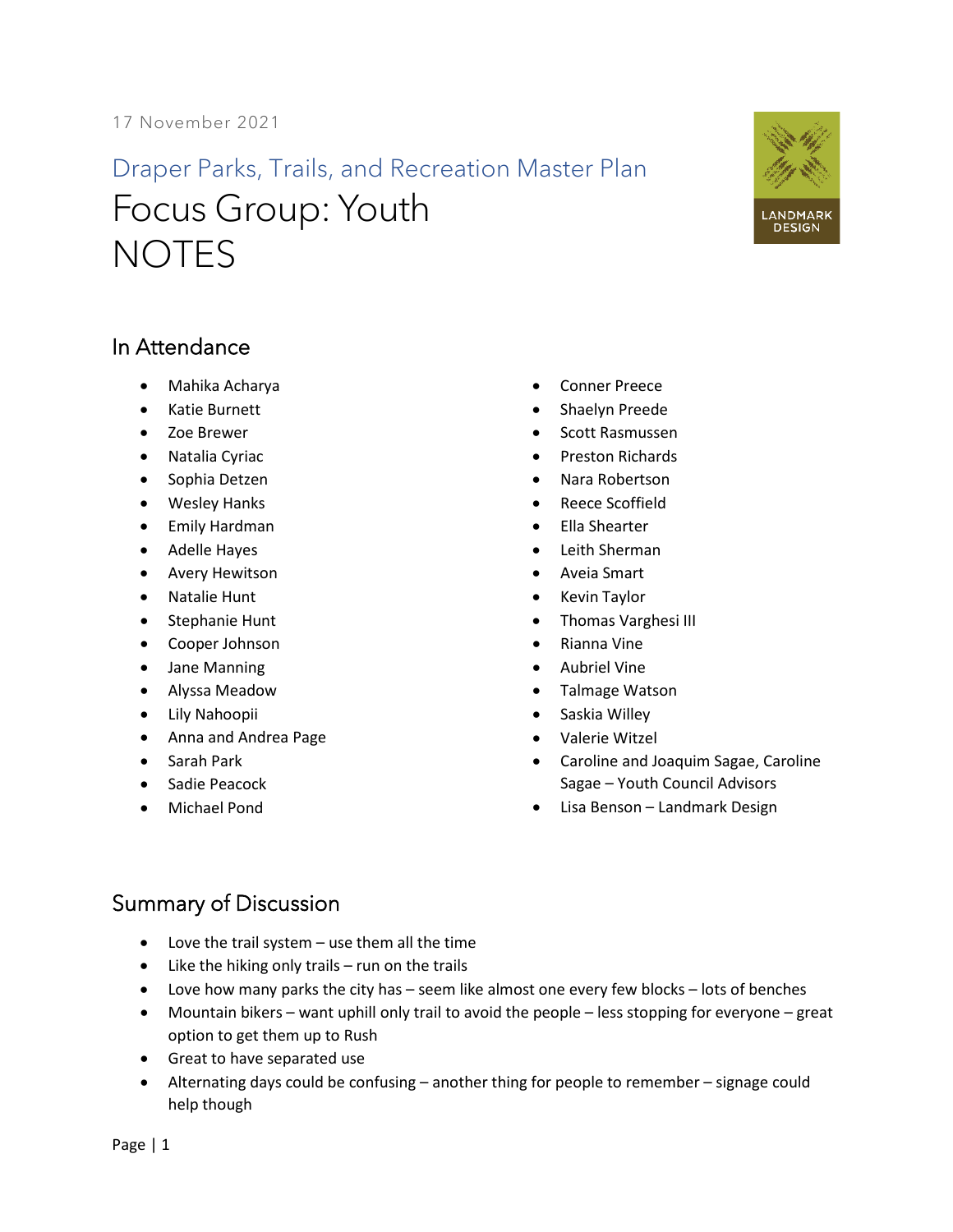17 November 2021

## Draper Parks, Trails, and Recreation Master Plan

# Focus Group: Youth
# NOTES

## In Attendance

- Mahika Acharya
- Katie Burnett
- Zoe Brewer
- Natalia Cyriac
- Sophia Detzen
- Wesley Hanks
- Emily Hardman
- Adelle Hayes
- Avery Hewitson
- Natalie Hunt
- Stephanie Hunt
- Cooper Johnson
- Jane Manning
- Alyssa Meadow
- Lily Nahoopii
- Anna and Andrea Page
- Sarah Park
- Sadie Peacock
- Michael Pond
- Conner Preece
- Shaelyn Preede
- Scott Rasmussen
- Preston Richards
- Nara Robertson
- Reece Scoffield
- Ella Shearter
- Leith Sherman
- Aveia Smart
- Kevin Taylor
- Thomas Varghesi III
- Rianna Vine
- Aubriel Vine
- Talmage Watson
- Saskia Willey
- Valerie Witzel
- Caroline and Joaquim Sagae, Caroline Sagae – Youth Council Advisors
- Lisa Benson – Landmark Design

## Summary of Discussion

- Love the trail system – use them all the time
- Like the hiking only trails – run on the trails
- Love how many parks the city has – seem like almost one every few blocks – lots of benches
- Mountain bikers – want uphill only trail to avoid the people – less stopping for everyone – great option to get them up to Rush
- Great to have separated use
- Alternating days could be confusing – another thing for people to remember – signage could help though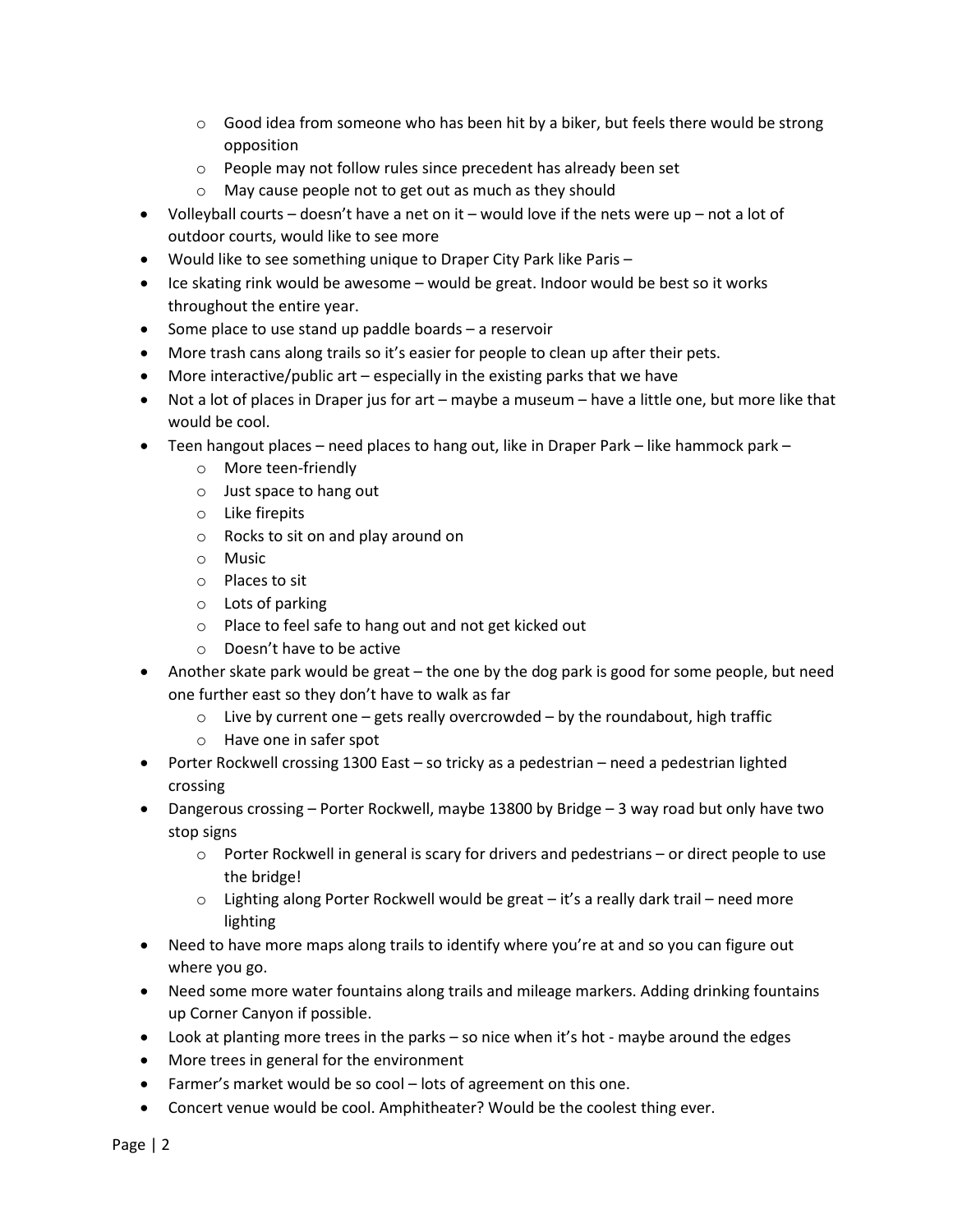- Good idea from someone who has been hit by a biker, but feels there would be strong opposition
  - People may not follow rules since precedent has already been set
  - May cause people not to get out as much as they should
- Volleyball courts – doesn't have a net on it – would love if the nets were up – not a lot of outdoor courts, would like to see more
- Would like to see something unique to Draper City Park like Paris –
- Ice skating rink would be awesome – would be great. Indoor would be best so it works throughout the entire year.
- Some place to use stand up paddle boards – a reservoir
- More trash cans along trails so it's easier for people to clean up after their pets.
- More interactive/public art – especially in the existing parks that we have
- Not a lot of places in Draper jus for art – maybe a museum – have a little one, but more like that would be cool.
- Teen hangout places – need places to hang out, like in Draper Park – like hammock park –
  - More teen-friendly
  - Just space to hang out
  - Like firepits
  - Rocks to sit on and play around on
  - Music
  - Places to sit
  - Lots of parking
  - Place to feel safe to hang out and not get kicked out
  - Doesn't have to be active
- Another skate park would be great – the one by the dog park is good for some people, but need one further east so they don't have to walk as far
  - Live by current one – gets really overcrowded – by the roundabout, high traffic
  - Have one in safer spot
- Porter Rockwell crossing 1300 East – so tricky as a pedestrian – need a pedestrian lighted crossing
- Dangerous crossing – Porter Rockwell, maybe 13800 by Bridge – 3 way road but only have two stop signs
  - Porter Rockwell in general is scary for drivers and pedestrians – or direct people to use the bridge!
  - Lighting along Porter Rockwell would be great – it's a really dark trail – need more lighting
- Need to have more maps along trails to identify where you're at and so you can figure out where you go.
- Need some more water fountains along trails and mileage markers. Adding drinking fountains up Corner Canyon if possible.
- Look at planting more trees in the parks – so nice when it's hot - maybe around the edges
- More trees in general for the environment
- Farmer's market would be so cool – lots of agreement on this one.
- Concert venue would be cool. Amphitheater? Would be the coolest thing ever.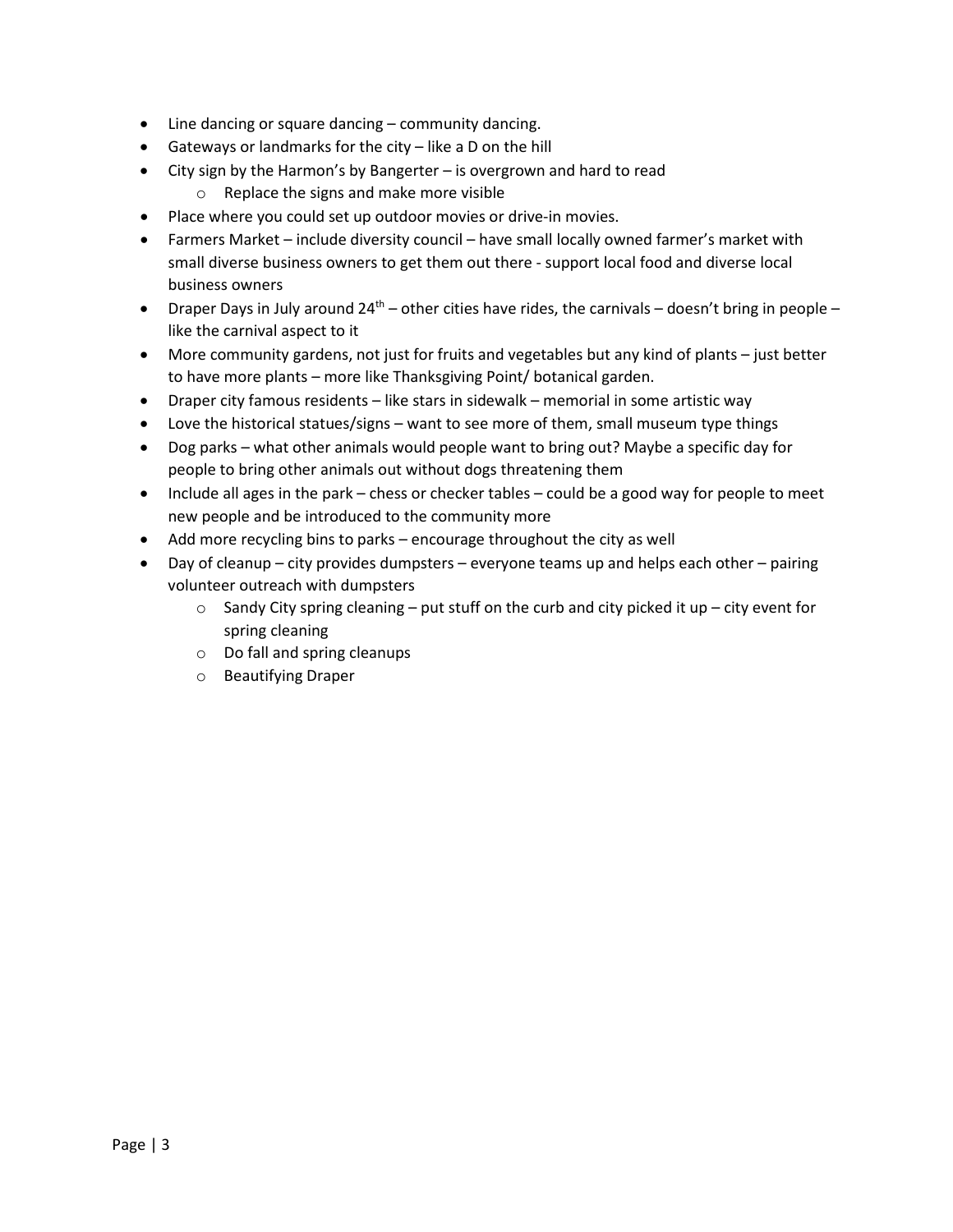- Line dancing or square dancing – community dancing.
- Gateways or landmarks for the city – like a D on the hill
- City sign by the Harmon's by Bangerter – is overgrown and hard to read
    - Replace the signs and make more visible
- Place where you could set up outdoor movies or drive-in movies.
- Farmers Market – include diversity council – have small locally owned farmer's market with small diverse business owners to get them out there - support local food and diverse local business owners
- Draper Days in July around 24th – other cities have rides, the carnivals – doesn't bring in people – like the carnival aspect to it
- More community gardens, not just for fruits and vegetables but any kind of plants – just better to have more plants – more like Thanksgiving Point/ botanical garden.
- Draper city famous residents – like stars in sidewalk – memorial in some artistic way
- Love the historical statues/signs – want to see more of them, small museum type things
- Dog parks – what other animals would people want to bring out? Maybe a specific day for people to bring other animals out without dogs threatening them
- Include all ages in the park – chess or checker tables – could be a good way for people to meet new people and be introduced to the community more
- Add more recycling bins to parks – encourage throughout the city as well
- Day of cleanup – city provides dumpsters – everyone teams up and helps each other – pairing volunteer outreach with dumpsters
    - Sandy City spring cleaning – put stuff on the curb and city picked it up – city event for spring cleaning
    - Do fall and spring cleanups
    - Beautifying Draper